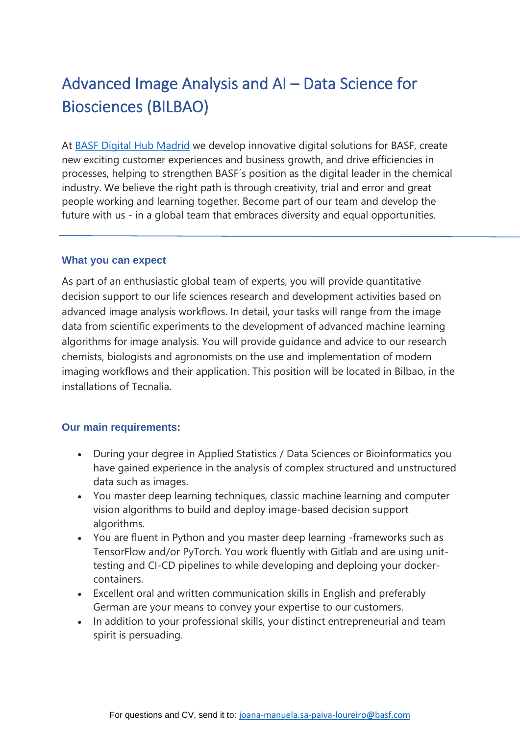# Advanced Image Analysis and AI – Data Science for Biosciences (BILBAO)

At [BASF Digital Hub Madrid](#) we develop innovative digital solutions for BASF, create new exciting customer experiences and business growth, and drive efficiencies in processes, helping to strengthen BASF´s position as the digital leader in the chemical industry. We believe the right path is through creativity, trial and error and great people working and learning together. Become part of our team and develop the future with us - in a global team that embraces diversity and equal opportunities.

---

### What you can expect

As part of an enthusiastic global team of experts, you will provide quantitative decision support to our life sciences research and development activities based on advanced image analysis workflows. In detail, your tasks will range from the image data from scientific experiments to the development of advanced machine learning algorithms for image analysis. You will provide guidance and advice to our research chemists, biologists and agronomists on the use and implementation of modern imaging workflows and their application. This position will be located in Bilbao, in the installations of Tecnalia.

### Our main requirements:

- During your degree in Applied Statistics / Data Sciences or Bioinformatics you have gained experience in the analysis of complex structured and unstructured data such as images.
- You master deep learning techniques, classic machine learning and computer vision algorithms to build and deploy image-based decision support algorithms.
- You are fluent in Python and you master deep learning -frameworks such as TensorFlow and/or PyTorch. You work fluently with Gitlab and are using unit-testing and CI-CD pipelines to while developing and deploying your docker-containers.
- Excellent oral and written communication skills in English and preferably German are your means to convey your expertise to our customers.
- In addition to your professional skills, your distinct entrepreneurial and team spirit is persuading.

For questions and CV, send it to: joana-manuela.sa-paiva-loureiro@basf.com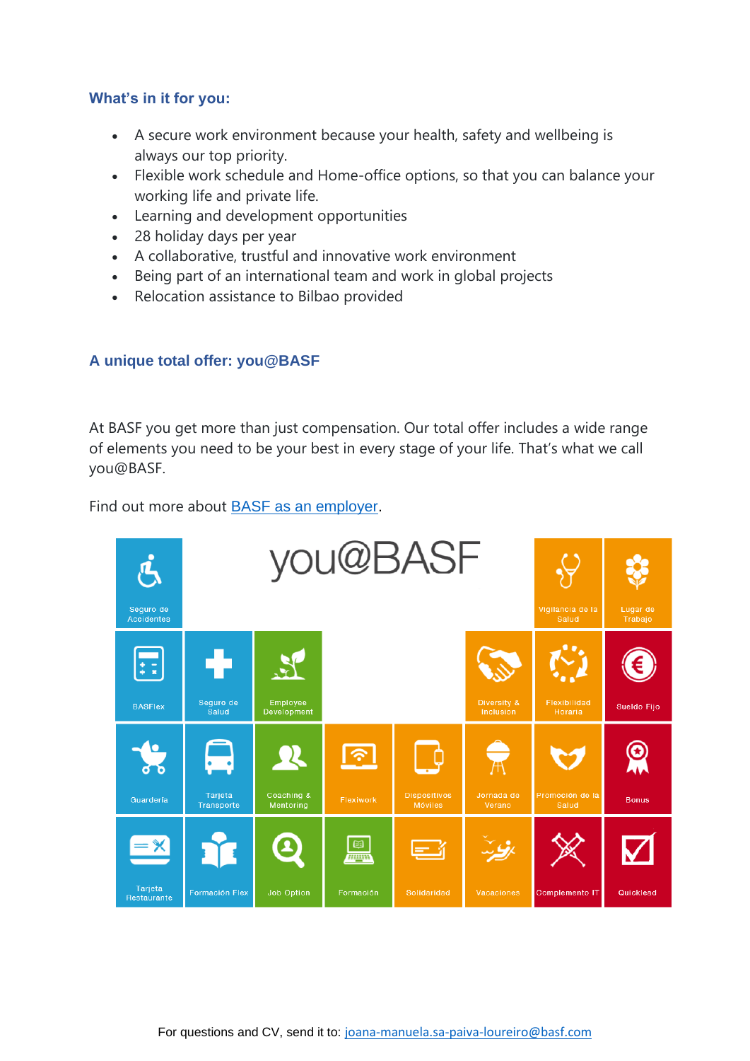### What's in it for you:

- A secure work environment because your health, safety and wellbeing is always our top priority.
- Flexible work schedule and Home-office options, so that you can balance your working life and private life.
- Learning and development opportunities
- 28 holiday days per year
- A collaborative, trustful and innovative work environment
- Being part of an international team and work in global projects
- Relocation assistance to Bilbao provided

### A unique total offer: you@BASF

At BASF you get more than just compensation. Our total offer includes a wide range of elements you need to be your best in every stage of your life. That's what we call you@BASF.

Find out more about [BASF as an employer](#).

you@BASF

Seguro de Accidentes
Vigilancia de la Salud
Lugar de Trabajo
BASFlex
Seguro de Salud
Employee Development
Diversity & Inclusion
Flexibilidad Horaria
Sueldo Fijo
Guardería
Tarjeta Transporte
Coaching & Mentoring
Flexiwork
Dispositivos Móviles
Jornada de Verano
Promoción de la Salud
Bonus
Tarjeta Restaurante
Formación Flex
Job Option
Formación
Solidaridad
Vacaciones
Complemento IT
Quicklead

For questions and CV, send it to: joana-manuela.sa-paiva-loureiro@basf.com